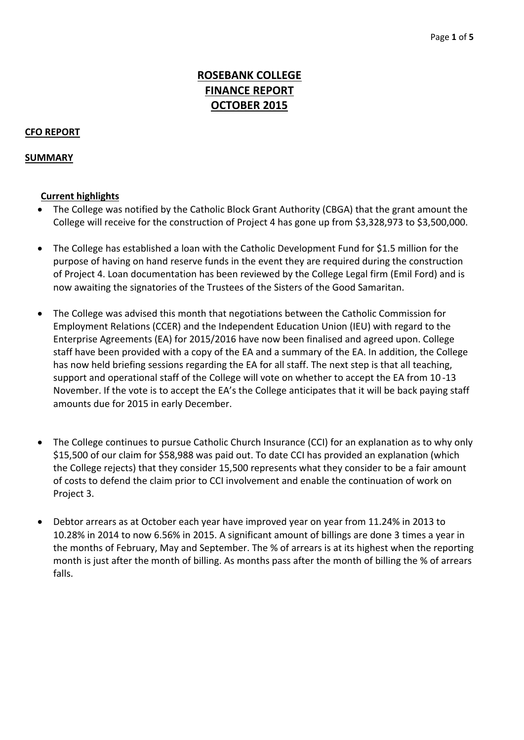# ROSEBANK COLLEGE
# FINANCE REPORT
# OCTOBER 2015

## CFO REPORT

## SUMMARY

### Current highlights

- The College was notified by the Catholic Block Grant Authority (CBGA) that the grant amount the College will receive for the construction of Project 4 has gone up from $3,328,973 to $3,500,000.

- The College has established a loan with the Catholic Development Fund for $1.5 million for the purpose of having on hand reserve funds in the event they are required during the construction of Project 4. Loan documentation has been reviewed by the College Legal firm (Emil Ford) and is now awaiting the signatories of the Trustees of the Sisters of the Good Samaritan.

- The College was advised this month that negotiations between the Catholic Commission for Employment Relations (CCER) and the Independent Education Union (IEU) with regard to the Enterprise Agreements (EA) for 2015/2016 have now been finalised and agreed upon. College staff have been provided with a copy of the EA and a summary of the EA. In addition, the College has now held briefing sessions regarding the EA for all staff. The next step is that all teaching, support and operational staff of the College will vote on whether to accept the EA from 10-13 November. If the vote is to accept the EA's the College anticipates that it will be back paying staff amounts due for 2015 in early December.

- The College continues to pursue Catholic Church Insurance (CCI) for an explanation as to why only $15,500 of our claim for $58,988 was paid out. To date CCI has provided an explanation (which the College rejects) that they consider 15,500 represents what they consider to be a fair amount of costs to defend the claim prior to CCI involvement and enable the continuation of work on Project 3.

- Debtor arrears as at October each year have improved year on year from 11.24% in 2013 to 10.28% in 2014 to now 6.56% in 2015. A significant amount of billings are done 3 times a year in the months of February, May and September. The % of arrears is at its highest when the reporting month is just after the month of billing. As months pass after the month of billing the % of arrears falls.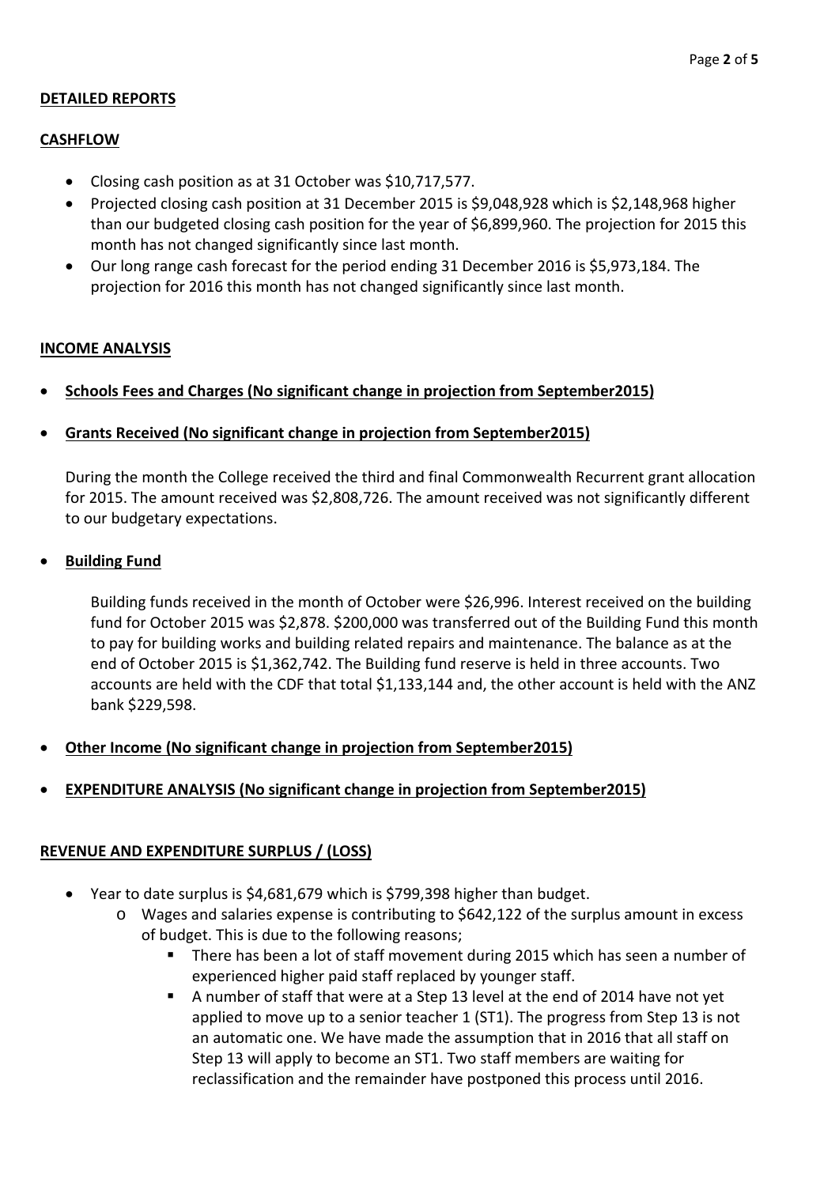**DETAILED REPORTS**

**CASHFLOW**

- Closing cash position as at 31 October was $10,717,577.
- Projected closing cash position at 31 December 2015 is $9,048,928 which is $2,148,968 higher than our budgeted closing cash position for the year of $6,899,960. The projection for 2015 this month has not changed significantly since last month.
- Our long range cash forecast for the period ending 31 December 2016 is $5,973,184. The projection for 2016 this month has not changed significantly since last month.

**INCOME ANALYSIS**

- **Schools Fees and Charges (No significant change in projection from September2015)**

- **Grants Received (No significant change in projection from September2015)**

  During the month the College received the third and final Commonwealth Recurrent grant allocation for 2015. The amount received was $2,808,726. The amount received was not significantly different to our budgetary expectations.

- **Building Fund**

  Building funds received in the month of October were $26,996. Interest received on the building fund for October 2015 was $2,878. $200,000 was transferred out of the Building Fund this month to pay for building works and building related repairs and maintenance. The balance as at the end of October 2015 is $1,362,742. The Building fund reserve is held in three accounts. Two accounts are held with the CDF that total $1,133,144 and, the other account is held with the ANZ bank $229,598.

- **Other Income (No significant change in projection from September2015)**

- **EXPENDITURE ANALYSIS (No significant change in projection from September2015)**

**REVENUE AND EXPENDITURE SURPLUS / (LOSS)**

- Year to date surplus is $4,681,679 which is $799,398 higher than budget.
  - Wages and salaries expense is contributing to $642,122 of the surplus amount in excess of budget. This is due to the following reasons;
    - There has been a lot of staff movement during 2015 which has seen a number of experienced higher paid staff replaced by younger staff.
    - A number of staff that were at a Step 13 level at the end of 2014 have not yet applied to move up to a senior teacher 1 (ST1). The progress from Step 13 is not an automatic one. We have made the assumption that in 2016 that all staff on Step 13 will apply to become an ST1. Two staff members are waiting for reclassification and the remainder have postponed this process until 2016.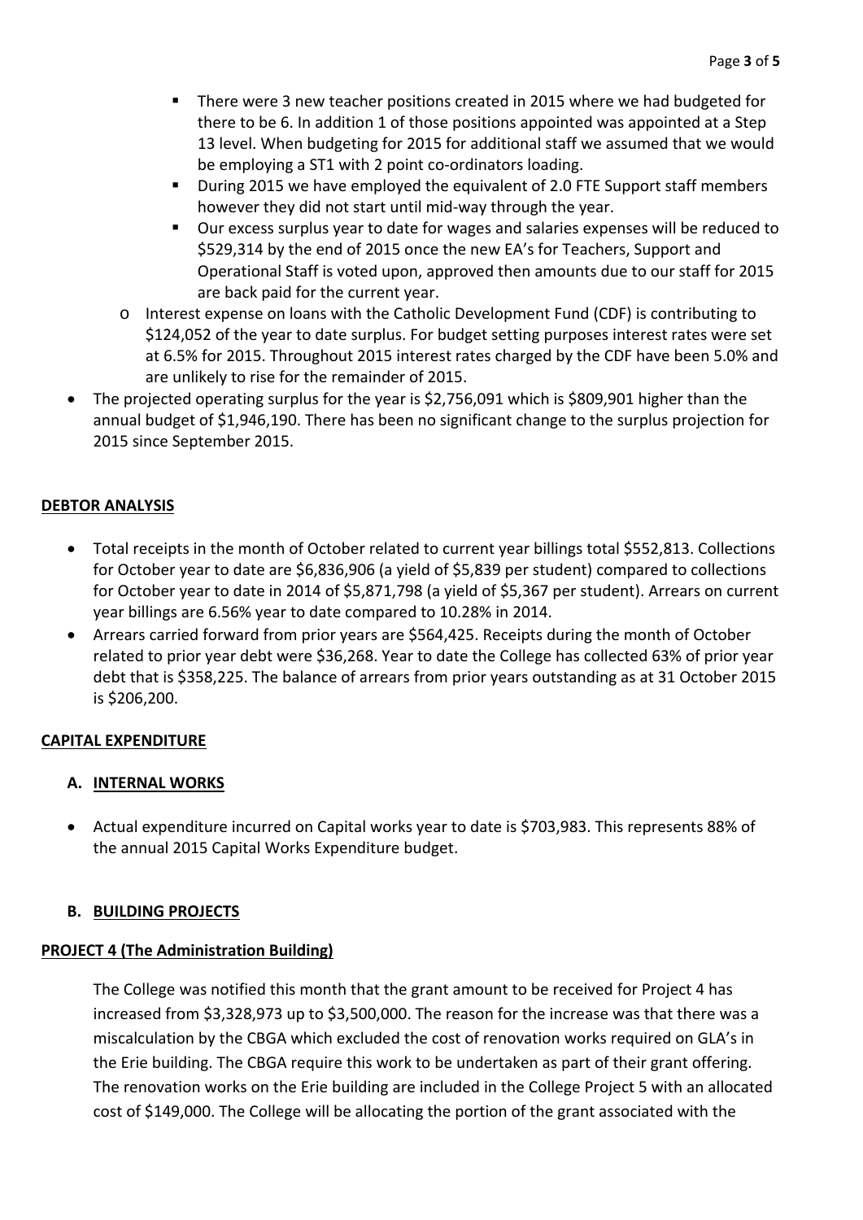- There were 3 new teacher positions created in 2015 where we had budgeted for there to be 6. In addition 1 of those positions appointed was appointed at a Step 13 level. When budgeting for 2015 for additional staff we assumed that we would be employing a ST1 with 2 point co-ordinators loading.
        - During 2015 we have employed the equivalent of 2.0 FTE Support staff members however they did not start until mid-way through the year.
        - Our excess surplus year to date for wages and salaries expenses will be reduced to $529,314 by the end of 2015 once the new EA's for Teachers, Support and Operational Staff is voted upon, approved then amounts due to our staff for 2015 are back paid for the current year.
    - Interest expense on loans with the Catholic Development Fund (CDF) is contributing to $124,052 of the year to date surplus. For budget setting purposes interest rates were set at 6.5% for 2015. Throughout 2015 interest rates charged by the CDF have been 5.0% and are unlikely to rise for the remainder of 2015.
- The projected operating surplus for the year is $2,756,091 which is $809,901 higher than the annual budget of $1,946,190. There has been no significant change to the surplus projection for 2015 since September 2015.

**DEBTOR ANALYSIS**

- Total receipts in the month of October related to current year billings total $552,813. Collections for October year to date are $6,836,906 (a yield of $5,839 per student) compared to collections for October year to date in 2014 of $5,871,798 (a yield of $5,367 per student). Arrears on current year billings are 6.56% year to date compared to 10.28% in 2014.
- Arrears carried forward from prior years are $564,425. Receipts during the month of October related to prior year debt were $36,268. Year to date the College has collected 63% of prior year debt that is $358,225. The balance of arrears from prior years outstanding as at 31 October 2015 is $206,200.

**CAPITAL EXPENDITURE**

**A. INTERNAL WORKS**

- Actual expenditure incurred on Capital works year to date is $703,983. This represents 88% of the annual 2015 Capital Works Expenditure budget.

**B. BUILDING PROJECTS**

**PROJECT 4 (The Administration Building)**

The College was notified this month that the grant amount to be received for Project 4 has increased from $3,328,973 up to $3,500,000. The reason for the increase was that there was a miscalculation by the CBGA which excluded the cost of renovation works required on GLA's in the Erie building. The CBGA require this work to be undertaken as part of their grant offering. The renovation works on the Erie building are included in the College Project 5 with an allocated cost of $149,000. The College will be allocating the portion of the grant associated with the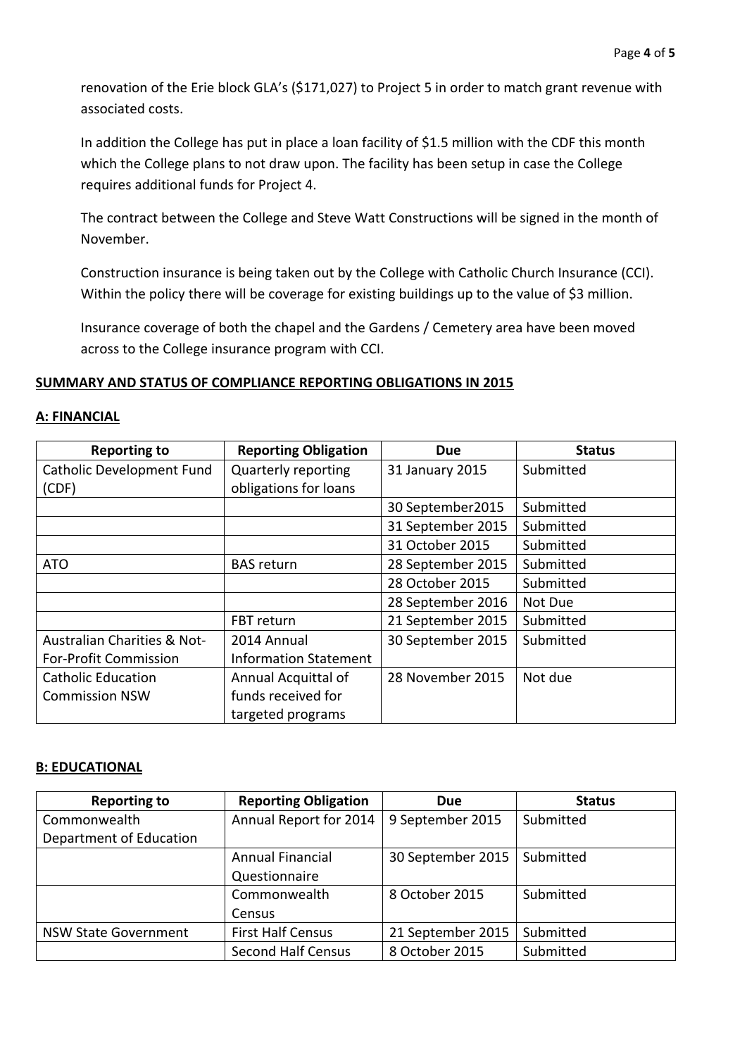renovation of the Erie block GLA's ($171,027) to Project 5 in order to match grant revenue with associated costs.

In addition the College has put in place a loan facility of $1.5 million with the CDF this month which the College plans to not draw upon. The facility has been setup in case the College requires additional funds for Project 4.

The contract between the College and Steve Watt Constructions will be signed in the month of November.

Construction insurance is being taken out by the College with Catholic Church Insurance (CCI). Within the policy there will be coverage for existing buildings up to the value of $3 million.

Insurance coverage of both the chapel and the Gardens / Cemetery area have been moved across to the College insurance program with CCI.

**SUMMARY AND STATUS OF COMPLIANCE REPORTING OBLIGATIONS IN 2015**

**A: FINANCIAL**

| Reporting to | Reporting Obligation | Due | Status |
|---|---|---|---|
| Catholic Development Fund (CDF) | Quarterly reporting obligations for loans | 31 January 2015 | Submitted |
| | | 30 September2015 | Submitted |
| | | 31 September 2015 | Submitted |
| | | 31 October 2015 | Submitted |
| ATO | BAS return | 28 September 2015 | Submitted |
| | | 28 October 2015 | Submitted |
| | | 28 September 2016 | Not Due |
| | FBT return | 21 September 2015 | Submitted |
| Australian Charities & Not-For-Profit Commission | 2014 Annual Information Statement | 30 September 2015 | Submitted |
| Catholic Education Commission NSW | Annual Acquittal of funds received for targeted programs | 28 November 2015 | Not due |

**B: EDUCATIONAL**

| Reporting to | Reporting Obligation | Due | Status |
|---|---|---|---|
| Commonwealth Department of Education | Annual Report for 2014 | 9 September 2015 | Submitted |
| | Annual Financial Questionnaire | 30 September 2015 | Submitted |
| | Commonwealth Census | 8 October 2015 | Submitted |
| NSW State Government | First Half Census | 21 September 2015 | Submitted |
| | Second Half Census | 8 October 2015 | Submitted |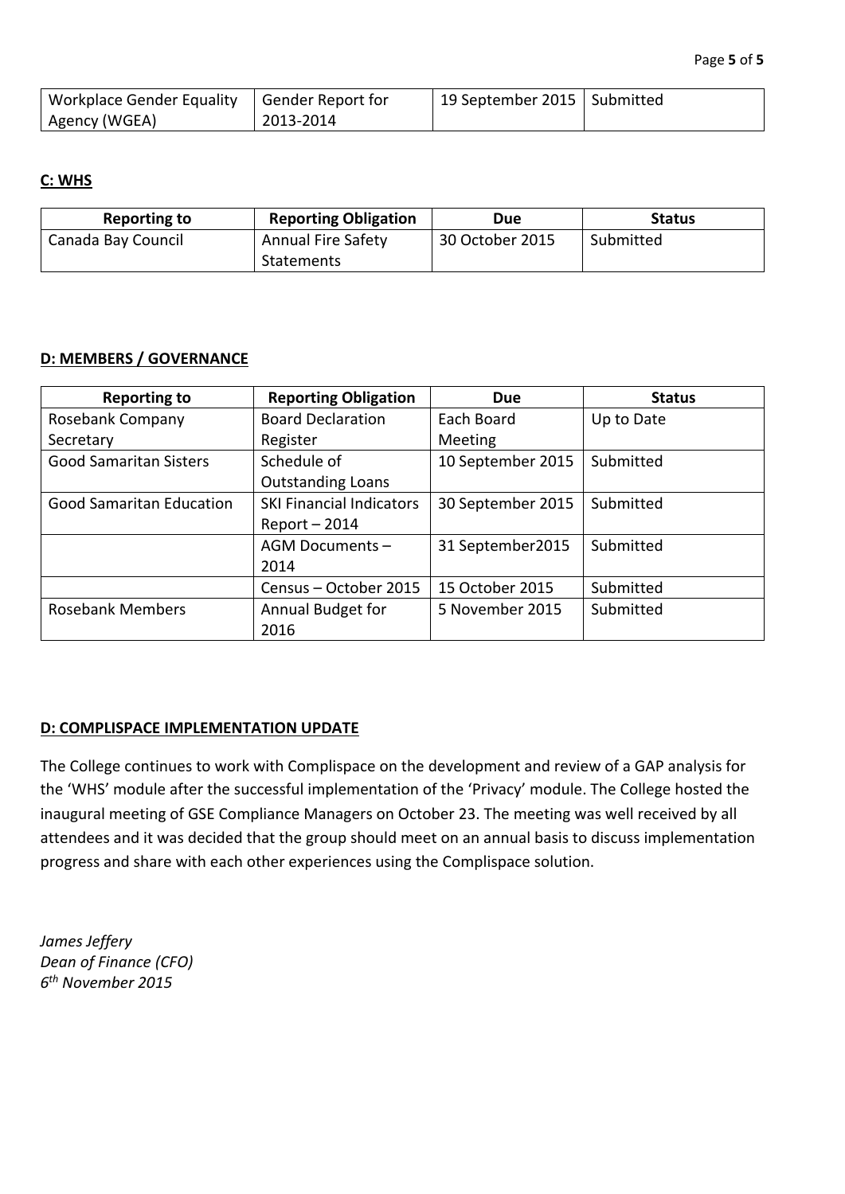| | | | |
|---|---|---|---|
| Workplace Gender Equality Agency (WGEA) | Gender Report for 2013-2014 | 19 September 2015 | Submitted |

**C: WHS**

| Reporting to | Reporting Obligation | Due | Status |
|---|---|---|---|
| Canada Bay Council | Annual Fire Safety Statements | 30 October 2015 | Submitted |

**D: MEMBERS / GOVERNANCE**

| Reporting to | Reporting Obligation | Due | Status |
|---|---|---|---|
| Rosebank Company Secretary | Board Declaration Register | Each Board Meeting | Up to Date |
| Good Samaritan Sisters | Schedule of Outstanding Loans | 10 September 2015 | Submitted |
| Good Samaritan Education | SKI Financial Indicators Report – 2014 | 30 September 2015 | Submitted |
| | AGM Documents – 2014 | 31 September2015 | Submitted |
| | Census – October 2015 | 15 October 2015 | Submitted |
| Rosebank Members | Annual Budget for 2016 | 5 November 2015 | Submitted |

**D: COMPLISPACE IMPLEMENTATION UPDATE**

The College continues to work with Complispace on the development and review of a GAP analysis for the 'WHS' module after the successful implementation of the 'Privacy' module. The College hosted the inaugural meeting of GSE Compliance Managers on October 23. The meeting was well received by all attendees and it was decided that the group should meet on an annual basis to discuss implementation progress and share with each other experiences using the Complispace solution.

*James Jeffery*
*Dean of Finance (CFO)*
*6th November 2015*